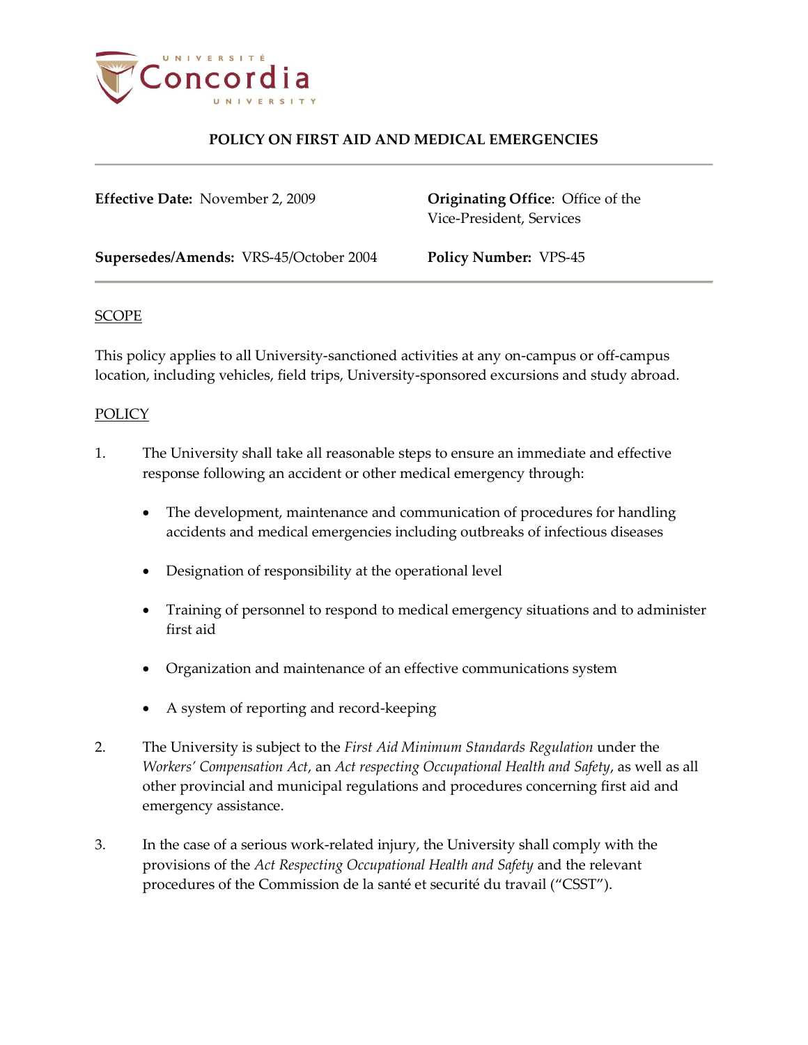# POLICY ON FIRST AID AND MEDICAL EMERGENCIES

**Effective Date:** November 2, 2009

**Originating Office**: Office of the Vice-President, Services

**Supersedes/Amends:** VRS-45/October 2004

**Policy Number:** VPS-45

## SCOPE

This policy applies to all University-sanctioned activities at any on-campus or off-campus location, including vehicles, field trips, University-sponsored excursions and study abroad.

## POLICY

1. The University shall take all reasonable steps to ensure an immediate and effective response following an accident or other medical emergency through:

   - The development, maintenance and communication of procedures for handling accidents and medical emergencies including outbreaks of infectious diseases
   - Designation of responsibility at the operational level
   - Training of personnel to respond to medical emergency situations and to administer first aid
   - Organization and maintenance of an effective communications system
   - A system of reporting and record-keeping

2. The University is subject to the *First Aid Minimum Standards Regulation* under the *Workers' Compensation Act*, an *Act respecting Occupational Health and Safety*, as well as all other provincial and municipal regulations and procedures concerning first aid and emergency assistance.

3. In the case of a serious work-related injury, the University shall comply with the provisions of the *Act Respecting Occupational Health and Safety* and the relevant procedures of the Commission de la santé et securité du travail ("CSST").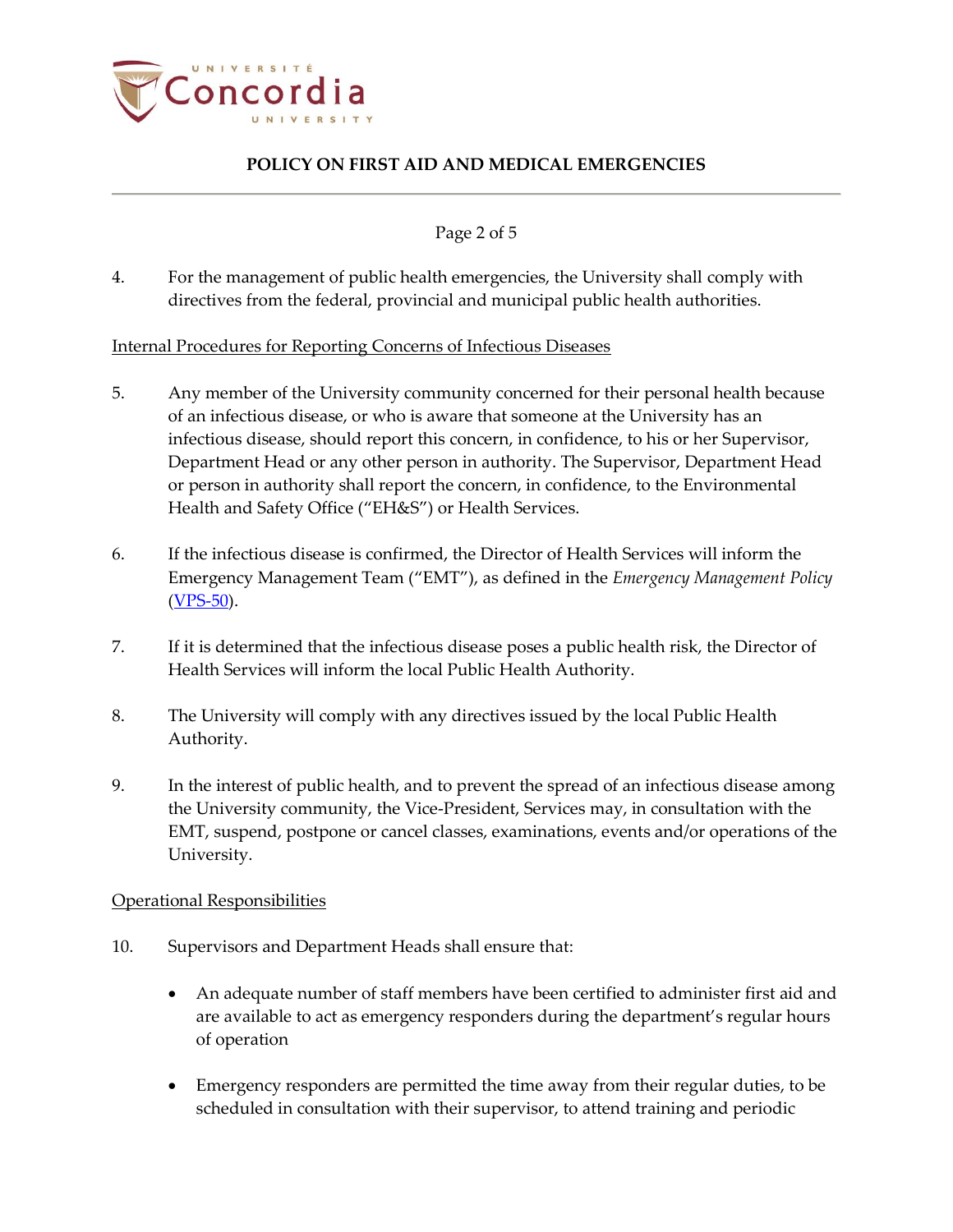4. For the management of public health emergencies, the University shall comply with directives from the federal, provincial and municipal public health authorities.

Internal Procedures for Reporting Concerns of Infectious Diseases

5. Any member of the University community concerned for their personal health because of an infectious disease, or who is aware that someone at the University has an infectious disease, should report this concern, in confidence, to his or her Supervisor, Department Head or any other person in authority. The Supervisor, Department Head or person in authority shall report the concern, in confidence, to the Environmental Health and Safety Office ("EH&S") or Health Services.

6. If the infectious disease is confirmed, the Director of Health Services will inform the Emergency Management Team ("EMT"), as defined in the *Emergency Management Policy* (VPS-50).

7. If it is determined that the infectious disease poses a public health risk, the Director of Health Services will inform the local Public Health Authority.

8. The University will comply with any directives issued by the local Public Health Authority.

9. In the interest of public health, and to prevent the spread of an infectious disease among the University community, the Vice-President, Services may, in consultation with the EMT, suspend, postpone or cancel classes, examinations, events and/or operations of the University.

Operational Responsibilities

10. Supervisors and Department Heads shall ensure that:

   - An adequate number of staff members have been certified to administer first aid and are available to act as emergency responders during the department's regular hours of operation

   - Emergency responders are permitted the time away from their regular duties, to be scheduled in consultation with their supervisor, to attend training and periodic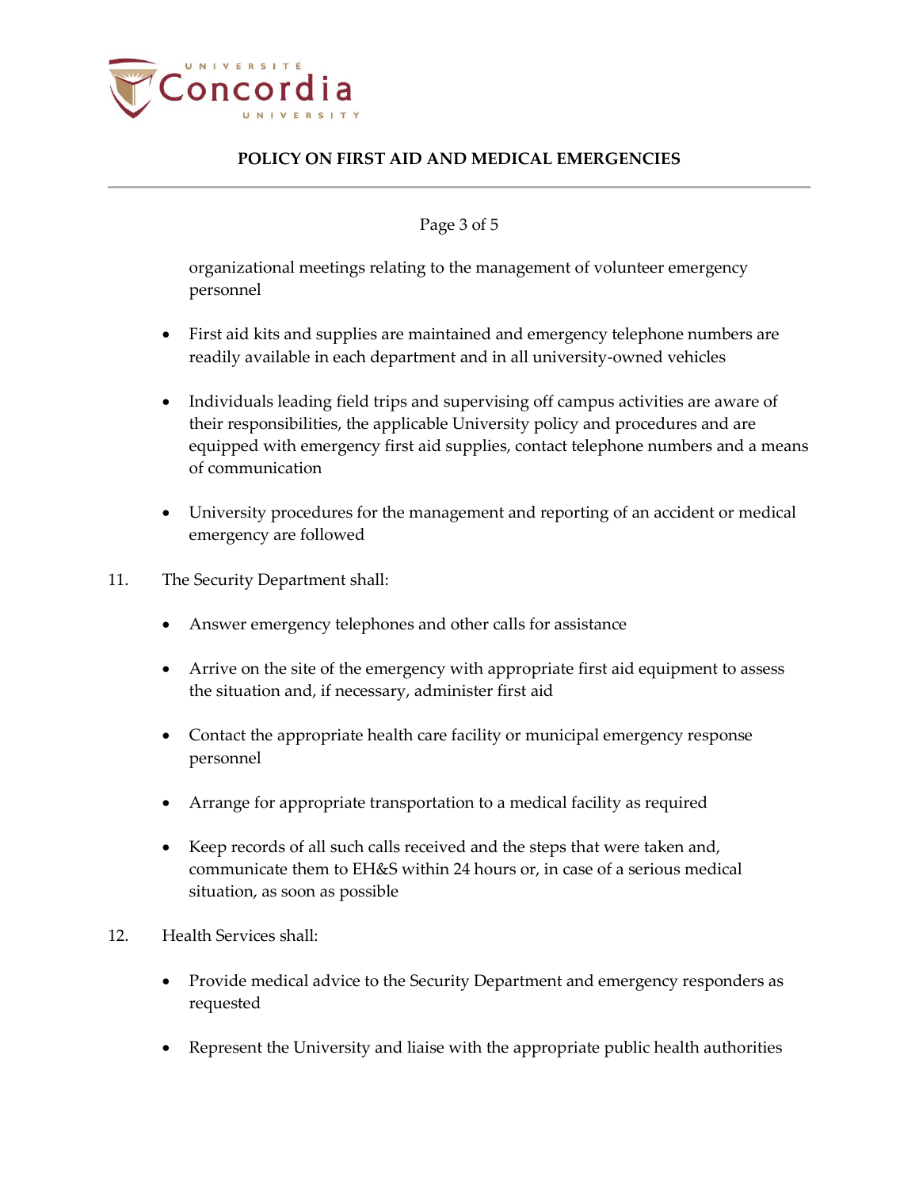organizational meetings relating to the management of volunteer emergency personnel

- First aid kits and supplies are maintained and emergency telephone numbers are readily available in each department and in all university-owned vehicles

- Individuals leading field trips and supervising off campus activities are aware of their responsibilities, the applicable University policy and procedures and are equipped with emergency first aid supplies, contact telephone numbers and a means of communication

- University procedures for the management and reporting of an accident or medical emergency are followed

11. The Security Department shall:

    - Answer emergency telephones and other calls for assistance

    - Arrive on the site of the emergency with appropriate first aid equipment to assess the situation and, if necessary, administer first aid

    - Contact the appropriate health care facility or municipal emergency response personnel

    - Arrange for appropriate transportation to a medical facility as required

    - Keep records of all such calls received and the steps that were taken and, communicate them to EH&S within 24 hours or, in case of a serious medical situation, as soon as possible

12. Health Services shall:

    - Provide medical advice to the Security Department and emergency responders as requested

    - Represent the University and liaise with the appropriate public health authorities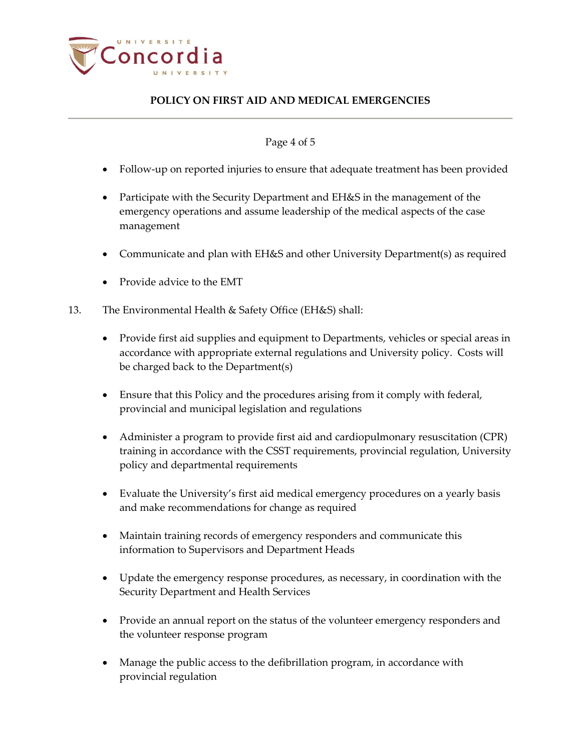- Follow-up on reported injuries to ensure that adequate treatment has been provided

- Participate with the Security Department and EH&S in the management of the emergency operations and assume leadership of the medical aspects of the case management

- Communicate and plan with EH&S and other University Department(s) as required

- Provide advice to the EMT

13. The Environmental Health & Safety Office (EH&S) shall:

    - Provide first aid supplies and equipment to Departments, vehicles or special areas in accordance with appropriate external regulations and University policy. Costs will be charged back to the Department(s)

    - Ensure that this Policy and the procedures arising from it comply with federal, provincial and municipal legislation and regulations

    - Administer a program to provide first aid and cardiopulmonary resuscitation (CPR) training in accordance with the CSST requirements, provincial regulation, University policy and departmental requirements

    - Evaluate the University's first aid medical emergency procedures on a yearly basis and make recommendations for change as required

    - Maintain training records of emergency responders and communicate this information to Supervisors and Department Heads

    - Update the emergency response procedures, as necessary, in coordination with the Security Department and Health Services

    - Provide an annual report on the status of the volunteer emergency responders and the volunteer response program

    - Manage the public access to the defibrillation program, in accordance with provincial regulation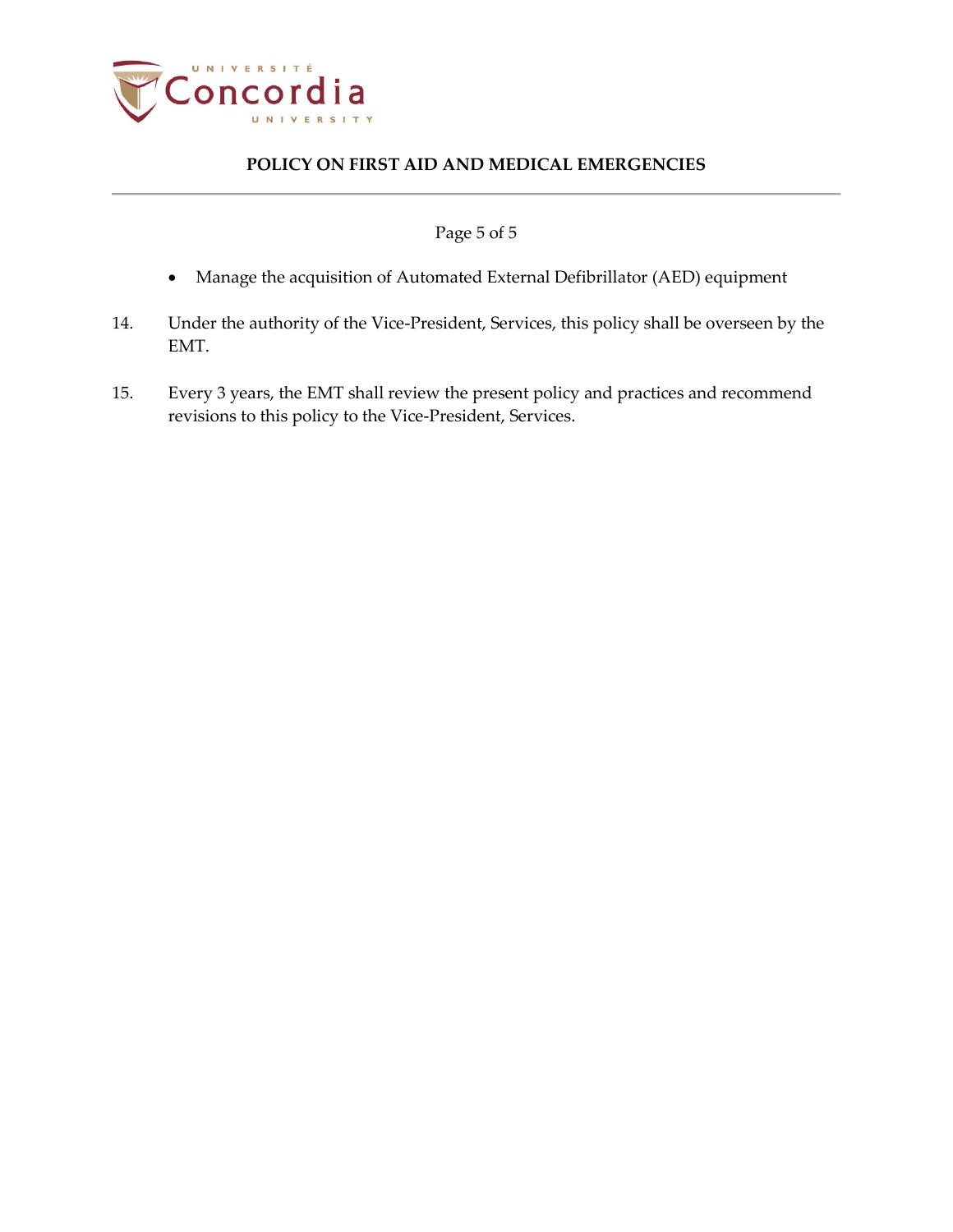- Manage the acquisition of Automated External Defibrillator (AED) equipment

14. Under the authority of the Vice-President, Services, this policy shall be overseen by the EMT.

15. Every 3 years, the EMT shall review the present policy and practices and recommend revisions to this policy to the Vice-President, Services.